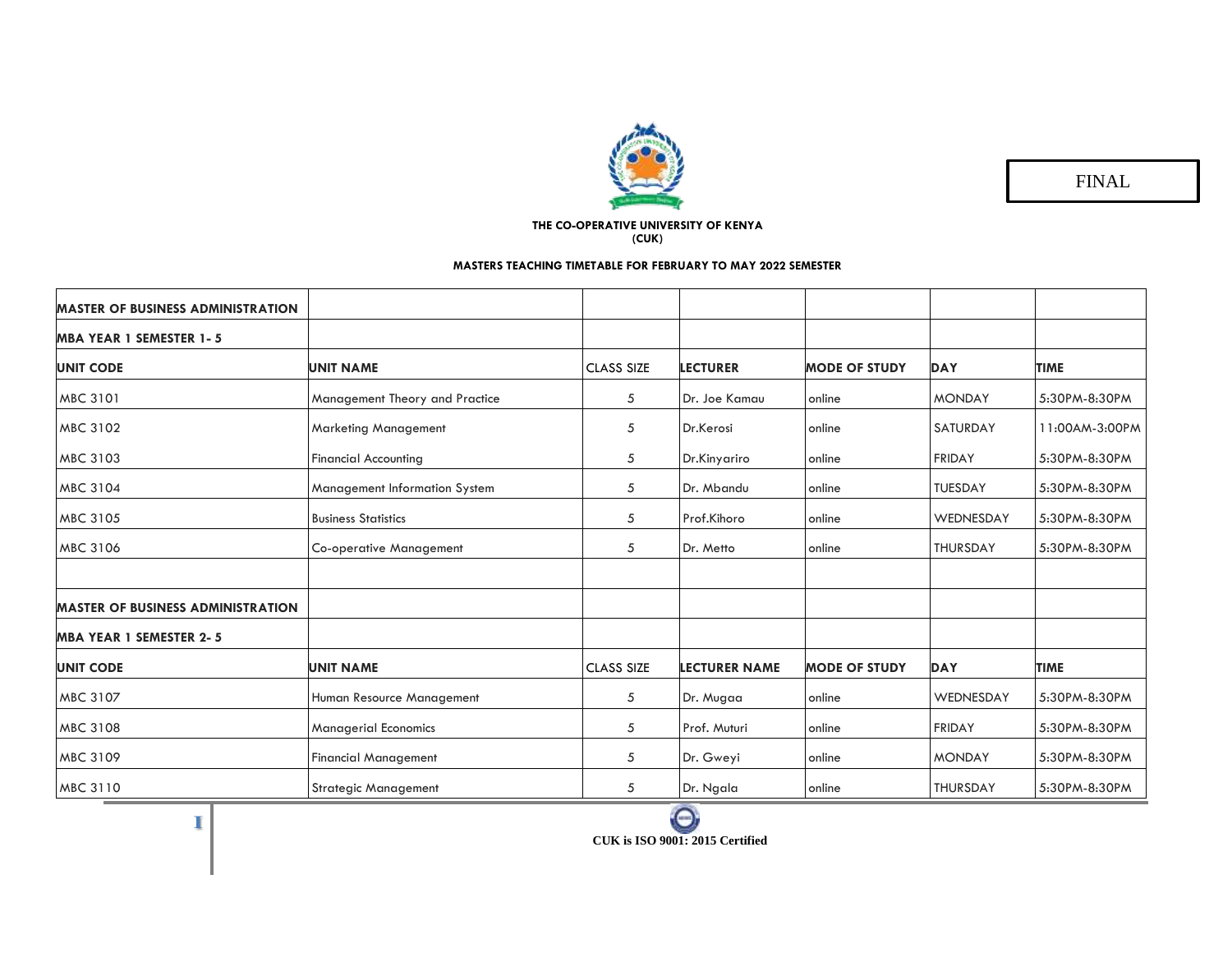FINAL

**THE CO-OPERATIVE UNIVERSITY OF KENYA**
**(CUK)**

**MASTERS TEACHING TIMETABLE FOR FEBRUARY TO MAY 2022 SEMESTER**

| **MASTER OF BUSINESS ADMINISTRATION** | | | | | | |
|---|---|---|---|---|---|---|
| **MBA YEAR 1 SEMESTER 1- 5** | | | | | | |
| **UNIT CODE** | **UNIT NAME** | CLASS SIZE | **LECTURER** | **MODE OF STUDY** | **DAY** | **TIME** |
| MBC 3101 | Management Theory and Practice | 5 | Dr. Joe Kamau | online | MONDAY | 5:30PM-8:30PM |
| MBC 3102 | Marketing Management | 5 | Dr.Kerosi | online | SATURDAY | 11:00AM-3:00PM |
| MBC 3103 | Financial Accounting | 5 | Dr.Kinyariro | online | FRIDAY | 5:30PM-8:30PM |
| MBC 3104 | Management Information System | 5 | Dr. Mbandu | online | TUESDAY | 5:30PM-8:30PM |
| MBC 3105 | Business Statistics | 5 | Prof.Kihoro | online | WEDNESDAY | 5:30PM-8:30PM |
| MBC 3106 | Co-operative Management | 5 | Dr. Metto | online | THURSDAY | 5:30PM-8:30PM |
| | | | | | | |
| **MASTER OF BUSINESS ADMINISTRATION** | | | | | | |
| **MBA YEAR 1 SEMESTER 2- 5** | | | | | | |
| **UNIT CODE** | **UNIT NAME** | CLASS SIZE | **LECTURER NAME** | **MODE OF STUDY** | **DAY** | **TIME** |
| MBC 3107 | Human Resource Management | 5 | Dr. Mugaa | online | WEDNESDAY | 5:30PM-8:30PM |
| MBC 3108 | Managerial Economics | 5 | Prof. Muturi | online | FRIDAY | 5:30PM-8:30PM |
| MBC 3109 | Financial Management | 5 | Dr. Gweyi | online | MONDAY | 5:30PM-8:30PM |
| MBC 3110 | Strategic Management | 5 | Dr. Ngala | online | THURSDAY | 5:30PM-8:30PM |

**CUK is ISO 9001: 2015 Certified**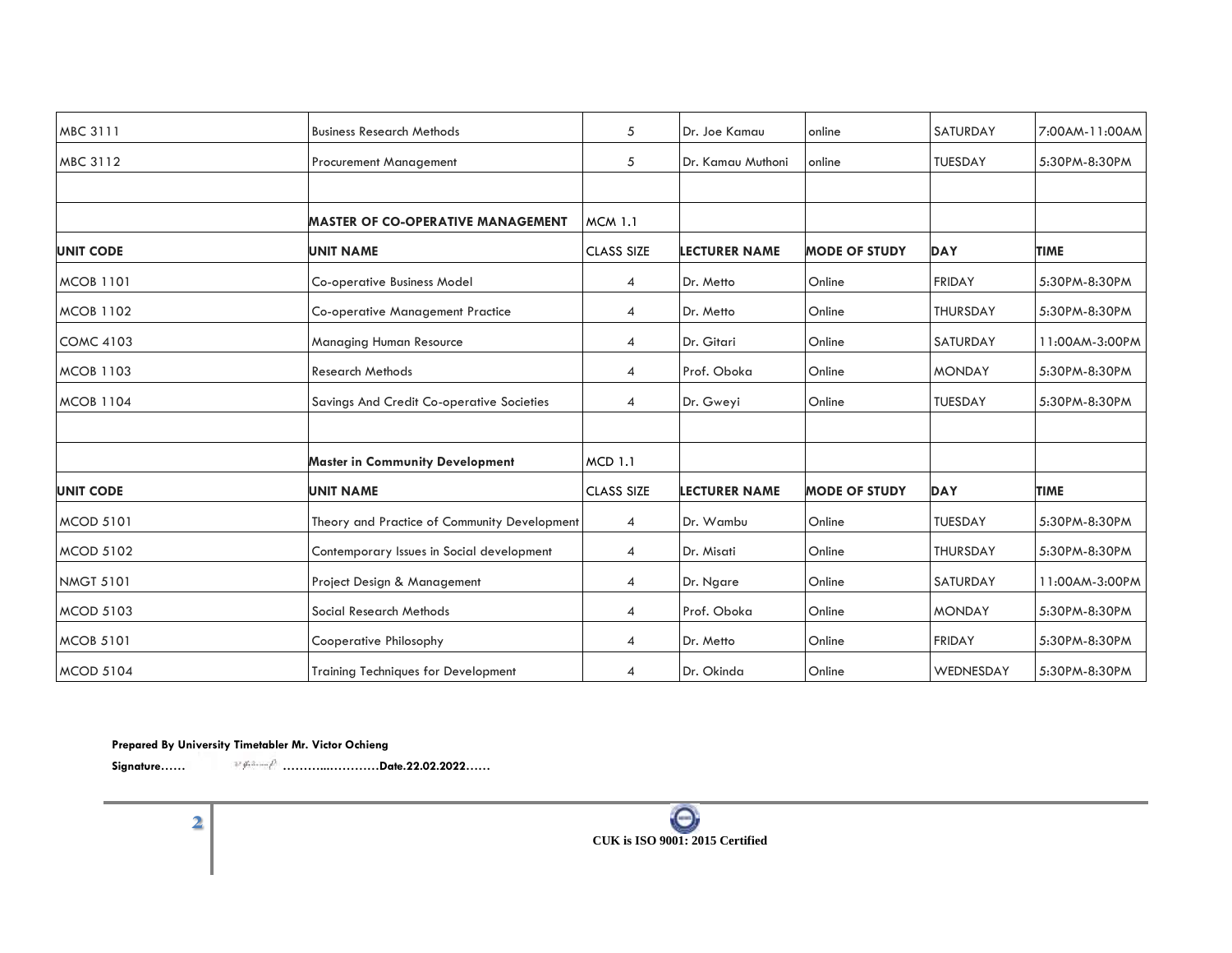| | | | | | | |
|---|---|---|---|---|---|---|
| MBC 3111 | Business Research Methods | 5 | Dr. Joe Kamau | online | SATURDAY | 7:00AM-11:00AM |
| MBC 3112 | Procurement Management | 5 | Dr. Kamau Muthoni | online | TUESDAY | 5:30PM-8:30PM |
| | | | | | | |
| | **MASTER OF CO-OPERATIVE MANAGEMENT** | MCM 1.1 | | | | |
| **UNIT CODE** | **UNIT NAME** | CLASS SIZE | **LECTURER NAME** | **MODE OF STUDY** | **DAY** | **TIME** |
| MCOB 1101 | Co-operative Business Model | 4 | Dr. Metto | Online | FRIDAY | 5:30PM-8:30PM |
| MCOB 1102 | Co-operative Management Practice | 4 | Dr. Metto | Online | THURSDAY | 5:30PM-8:30PM |
| COMC 4103 | Managing Human Resource | 4 | Dr. Gitari | Online | SATURDAY | 11:00AM-3:00PM |
| MCOB 1103 | Research Methods | 4 | Prof. Oboka | Online | MONDAY | 5:30PM-8:30PM |
| MCOB 1104 | Savings And Credit Co-operative Societies | 4 | Dr. Gweyi | Online | TUESDAY | 5:30PM-8:30PM |
| | | | | | | |
| | **Master in Community Development** | MCD 1.1 | | | | |
| **UNIT CODE** | **UNIT NAME** | CLASS SIZE | **LECTURER NAME** | **MODE OF STUDY** | **DAY** | **TIME** |
| MCOD 5101 | Theory and Practice of Community Development | 4 | Dr. Wambu | Online | TUESDAY | 5:30PM-8:30PM |
| MCOD 5102 | Contemporary Issues in Social development | 4 | Dr. Misati | Online | THURSDAY | 5:30PM-8:30PM |
| NMGT 5101 | Project Design & Management | 4 | Dr. Ngare | Online | SATURDAY | 11:00AM-3:00PM |
| MCOD 5103 | Social Research Methods | 4 | Prof. Oboka | Online | MONDAY | 5:30PM-8:30PM |
| MCOB 5101 | Cooperative Philosophy | 4 | Dr. Metto | Online | FRIDAY | 5:30PM-8:30PM |
| MCOD 5104 | Training Techniques for Development | 4 | Dr. Okinda | Online | WEDNESDAY | 5:30PM-8:30PM |

**Prepared By University Timetabler Mr. Victor Ochieng**

**Signature…… ………..…………Date.22.02.2022……**

**CUK is ISO 9001: 2015 Certified**